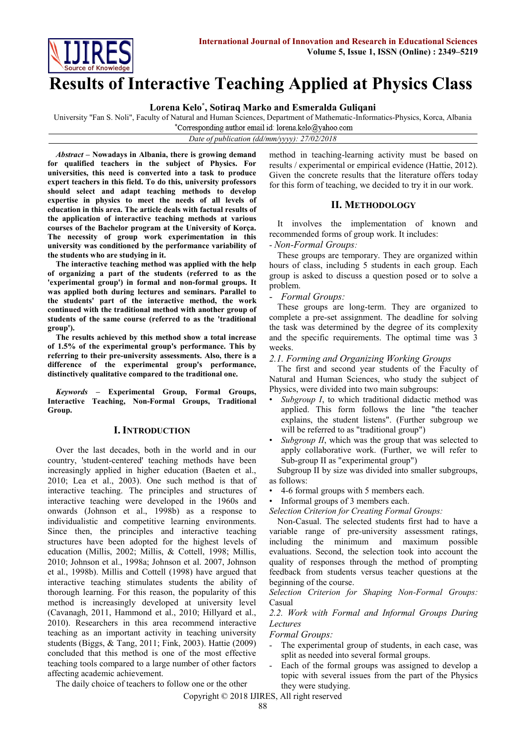# Results of Interactive Teaching Applied at Physics Class

**Lorena Kelo*, Sotiraq Marko and Esmeralda Guliqani**

University "Fan S. Noli", Faculty of Natural and Human Sciences, Department of Mathematic-Informatics-Physics, Korca, Albania

*Corresponding author email id: lorena.kelo@yahoo.com

*Date of publication (dd/mm/yyyy): 27/02/2018*

***Abstract* – Nowadays in Albania, there is growing demand for qualified teachers in the subject of Physics. For universities, this need is converted into a task to produce expert teachers in this field. To do this, university professors should select and adapt teaching methods to develop expertise in physics to meet the needs of all levels of education in this area. The article deals with factual results of the application of interactive teaching methods at various courses of the Bachelor program at the University of Korça. The necessity of group work experimentation in this university was conditioned by the performance variability of the students who are studying in it.**

**The interactive teaching method was applied with the help of organizing a part of the students (referred to as the 'experimental group') in formal and non-formal groups. It was applied both during lectures and seminars. Parallel to the students' part of the interactive method, the work continued with the traditional method with another group of students of the same course (referred to as the 'traditional group').**

**The results achieved by this method show a total increase of 1.5% of the experimental group's performance. This by referring to their pre-university assessments. Also, there is a difference of the experimental group's performance, distinctively qualitative compared to the traditional one.**

***Keywords* – Experimental Group, Formal Groups, Interactive Teaching, Non-Formal Groups, Traditional Group.**

## I. Introduction

Over the last decades, both in the world and in our country, 'student-centered' teaching methods have been increasingly applied in higher education (Baeten et al., 2010; Lea et al., 2003). One such method is that of interactive teaching. The principles and structures of interactive teaching were developed in the 1960s and onwards (Johnson et al., 1998b) as a response to individualistic and competitive learning environments. Since then, the principles and interactive teaching structures have been adopted for the highest levels of education (Millis, 2002; Millis, & Cottell, 1998; Millis, 2010; Johnson et al., 1998a; Johnson et al. 2007, Johnson et al., 1998b). Millis and Cottell (1998) have argued that interactive teaching stimulates students the ability of thorough learning. For this reason, the popularity of this method is increasingly developed at university level (Cavanagh, 2011, Hammond et al., 2010; Hillyard et al., 2010). Researchers in this area recommend interactive teaching as an important activity in teaching university students (Biggs, & Tang, 2011; Fink, 2003). Hattie (2009) concluded that this method is one of the most effective teaching tools compared to a large number of other factors affecting academic achievement.

The daily choice of teachers to follow one or the other method in teaching-learning activity must be based on results / experimental or empirical evidence (Hattie, 2012). Given the concrete results that the literature offers today for this form of teaching, we decided to try it in our work.

## II. Methodology

It involves the implementation of known and recommended forms of group work. It includes:

- *Non-Formal Groups:*

These groups are temporary. They are organized within hours of class, including 5 students in each group. Each group is asked to discuss a question posed or to solve a problem.

- *Formal Groups:*

These groups are long-term. They are organized to complete a pre-set assignment. The deadline for solving the task was determined by the degree of its complexity and the specific requirements. The optimal time was 3 weeks.

### *2.1. Forming and Organizing Working Groups*

The first and second year students of the Faculty of Natural and Human Sciences, who study the subject of Physics, were divided into two main subgroups:

- *Subgroup I*, to which traditional didactic method was applied. This form follows the line "the teacher explains, the student listens". (Further subgroup we will be referred to as "traditional group")
- *Subgroup II*, which was the group that was selected to apply collaborative work. (Further, we will refer to Sub-group II as "experimental group")

Subgroup II by size was divided into smaller subgroups, as follows:

- 4-6 formal groups with 5 members each.
- Informal groups of 3 members each.

*Selection Criterion for Creating Formal Groups:*

Non-Casual. The selected students first had to have a variable range of pre-university assessment ratings, including the minimum and maximum possible evaluations. Second, the selection took into account the quality of responses through the method of prompting feedback from students versus teacher questions at the beginning of the course.

*Selection Criterion for Shaping Non-Formal Groups:* Casual

### *2.2. Work with Formal and Informal Groups During Lectures*

*Formal Groups:*

- The experimental group of students, in each case, was split as needed into several formal groups.
- Each of the formal groups was assigned to develop a topic with several issues from the part of the Physics they were studying.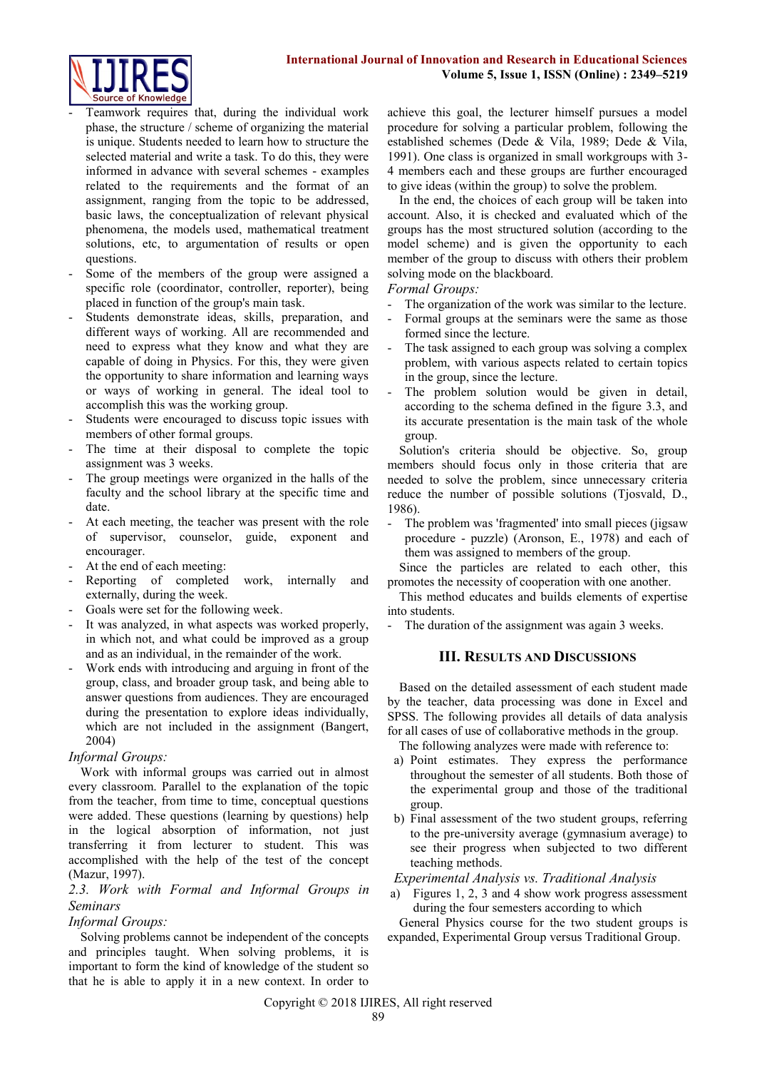- Teamwork requires that, during the individual work phase, the structure / scheme of organizing the material is unique. Students needed to learn how to structure the selected material and write a task. To do this, they were informed in advance with several schemes - examples related to the requirements and the format of an assignment, ranging from the topic to be addressed, basic laws, the conceptualization of relevant physical phenomena, the models used, mathematical treatment solutions, etc, to argumentation of results or open questions.
- Some of the members of the group were assigned a specific role (coordinator, controller, reporter), being placed in function of the group's main task.
- Students demonstrate ideas, skills, preparation, and different ways of working. All are recommended and need to express what they know and what they are capable of doing in Physics. For this, they were given the opportunity to share information and learning ways or ways of working in general. The ideal tool to accomplish this was the working group.
- Students were encouraged to discuss topic issues with members of other formal groups.
- The time at their disposal to complete the topic assignment was 3 weeks.
- The group meetings were organized in the halls of the faculty and the school library at the specific time and date.
- At each meeting, the teacher was present with the role of supervisor, counselor, guide, exponent and encourager.
- At the end of each meeting:
- Reporting of completed work, internally and externally, during the week.
- Goals were set for the following week.
- It was analyzed, in what aspects was worked properly, in which not, and what could be improved as a group and as an individual, in the remainder of the work.
- Work ends with introducing and arguing in front of the group, class, and broader group task, and being able to answer questions from audiences. They are encouraged during the presentation to explore ideas individually, which are not included in the assignment (Bangert, 2004)

*Informal Groups:*

Work with informal groups was carried out in almost every classroom. Parallel to the explanation of the topic from the teacher, from time to time, conceptual questions were added. These questions (learning by questions) help in the logical absorption of information, not just transferring it from lecturer to student. This was accomplished with the help of the test of the concept (Mazur, 1997).

### *2.3. Work with Formal and Informal Groups in Seminars*

*Informal Groups:*

Solving problems cannot be independent of the concepts and principles taught. When solving problems, it is important to form the kind of knowledge of the student so that he is able to apply it in a new context. In order to achieve this goal, the lecturer himself pursues a model procedure for solving a particular problem, following the established schemes (Dede & Vila, 1989; Dede & Vila, 1991). One class is organized in small workgroups with 3-4 members each and these groups are further encouraged to give ideas (within the group) to solve the problem.

In the end, the choices of each group will be taken into account. Also, it is checked and evaluated which of the groups has the most structured solution (according to the model scheme) and is given the opportunity to each member of the group to discuss with others their problem solving mode on the blackboard.

*Formal Groups:*

- The organization of the work was similar to the lecture.
- Formal groups at the seminars were the same as those formed since the lecture.
- The task assigned to each group was solving a complex problem, with various aspects related to certain topics in the group, since the lecture.
- The problem solution would be given in detail, according to the schema defined in the figure 3.3, and its accurate presentation is the main task of the whole group.

Solution's criteria should be objective. So, group members should focus only in those criteria that are needed to solve the problem, since unnecessary criteria reduce the number of possible solutions (Tjosvald, D., 1986).

- The problem was 'fragmented' into small pieces (jigsaw procedure - puzzle) (Aronson, E., 1978) and each of them was assigned to members of the group.

Since the particles are related to each other, this promotes the necessity of cooperation with one another.

This method educates and builds elements of expertise into students.

- The duration of the assignment was again 3 weeks.

## III. Results and Discussions

Based on the detailed assessment of each student made by the teacher, data processing was done in Excel and SPSS. The following provides all details of data analysis for all cases of use of collaborative methods in the group.

The following analyzes were made with reference to:

a) Point estimates. They express the performance throughout the semester of all students. Both those of the experimental group and those of the traditional group.
b) Final assessment of the two student groups, referring to the pre-university average (gymnasium average) to see their progress when subjected to two different teaching methods.

*Experimental Analysis vs. Traditional Analysis*

a) Figures 1, 2, 3 and 4 show work progress assessment during the four semesters according to which

General Physics course for the two student groups is expanded, Experimental Group versus Traditional Group.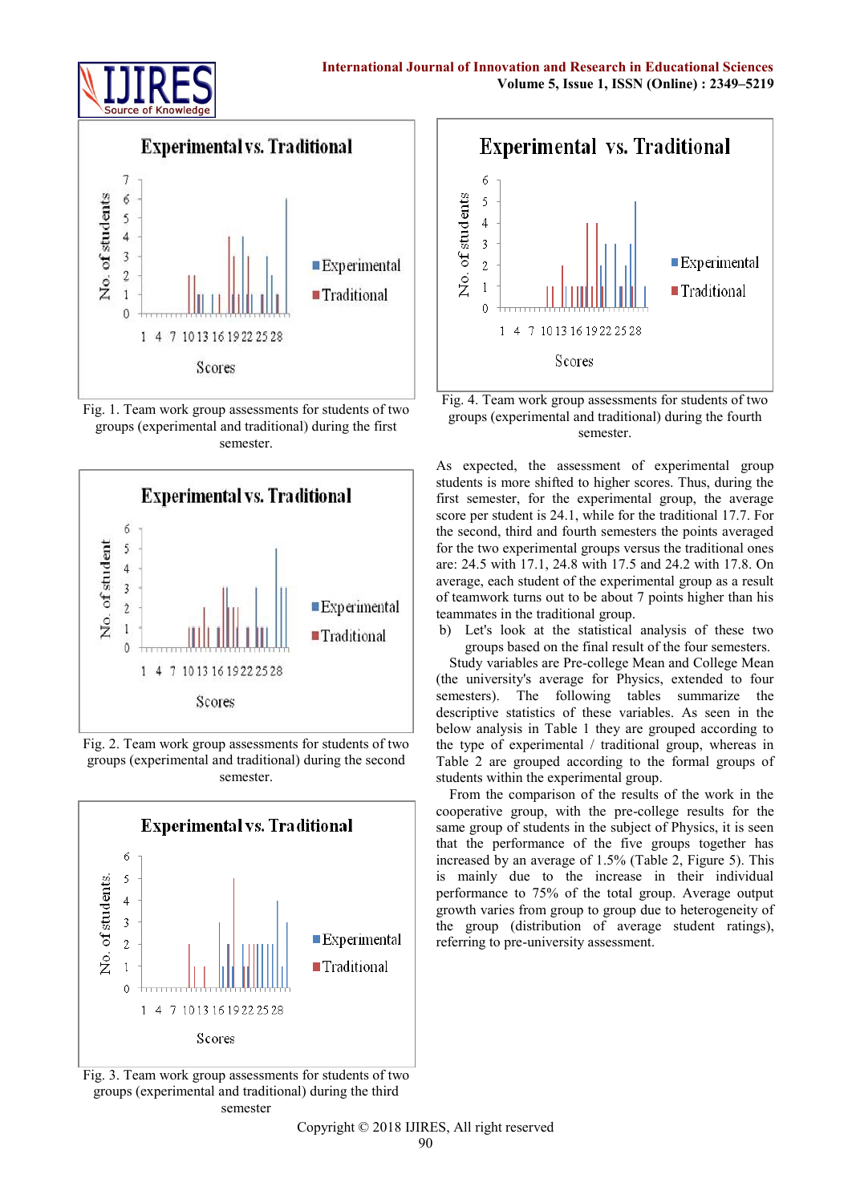Fig. 1. Team work group assessments for students of two groups (experimental and traditional) during the first semester.

Fig. 2. Team work group assessments for students of two groups (experimental and traditional) during the second semester.

Fig. 3. Team work group assessments for students of two groups (experimental and traditional) during the third semester

Fig. 4. Team work group assessments for students of two groups (experimental and traditional) during the fourth semester.

As expected, the assessment of experimental group students is more shifted to higher scores. Thus, during the first semester, for the experimental group, the average score per student is 24.1, while for the traditional 17.7. For the second, third and fourth semesters the points averaged for the two experimental groups versus the traditional ones are: 24.5 with 17.1, 24.8 with 17.5 and 24.2 with 17.8. On average, each student of the experimental group as a result of teamwork turns out to be about 7 points higher than his teammates in the traditional group.

b) Let's look at the statistical analysis of these two groups based on the final result of the four semesters.

Study variables are Pre-college Mean and College Mean (the university's average for Physics, extended to four semesters). The following tables summarize the descriptive statistics of these variables. As seen in the below analysis in Table 1 they are grouped according to the type of experimental / traditional group, whereas in Table 2 are grouped according to the formal groups of students within the experimental group.

From the comparison of the results of the work in the cooperative group, with the pre-college results for the same group of students in the subject of Physics, it is seen that the performance of the five groups together has increased by an average of 1.5% (Table 2, Figure 5). This is mainly due to the increase in their individual performance to 75% of the total group. Average output growth varies from group to group due to heterogeneity of the group (distribution of average student ratings), referring to pre-university assessment.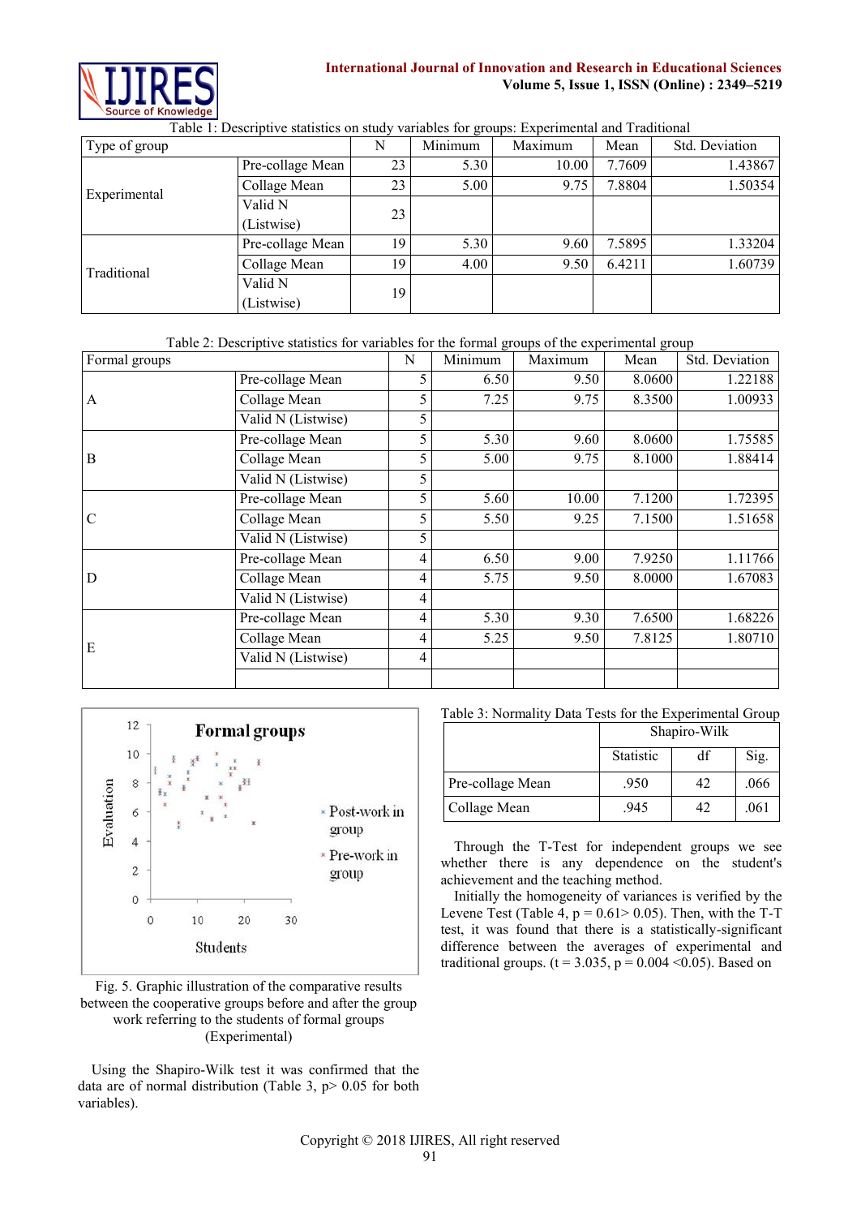Table 1: Descriptive statistics on study variables for groups: Experimental and Traditional

| Type of group | | N | Minimum | Maximum | Mean | Std. Deviation |
|---|---|---|---|---|---|---|
| Experimental | Pre-collage Mean | 23 | 5.30 | 10.00 | 7.7609 | 1.43867 |
| | Collage Mean | 23 | 5.00 | 9.75 | 7.8804 | 1.50354 |
| | Valid N (Listwise) | 23 | | | | |
| Traditional | Pre-collage Mean | 19 | 5.30 | 9.60 | 7.5895 | 1.33204 |
| | Collage Mean | 19 | 4.00 | 9.50 | 6.4211 | 1.60739 |
| | Valid N (Listwise) | 19 | | | | |

Table 2: Descriptive statistics for variables for the formal groups of the experimental group

| Formal groups | | N | Minimum | Maximum | Mean | Std. Deviation |
|---|---|---|---|---|---|---|
| A | Pre-collage Mean | 5 | 6.50 | 9.50 | 8.0600 | 1.22188 |
| | Collage Mean | 5 | 7.25 | 9.75 | 8.3500 | 1.00933 |
| | Valid N (Listwise) | 5 | | | | |
| B | Pre-collage Mean | 5 | 5.30 | 9.60 | 8.0600 | 1.75585 |
| | Collage Mean | 5 | 5.00 | 9.75 | 8.1000 | 1.88414 |
| | Valid N (Listwise) | 5 | | | | |
| C | Pre-collage Mean | 5 | 5.60 | 10.00 | 7.1200 | 1.72395 |
| | Collage Mean | 5 | 5.50 | 9.25 | 7.1500 | 1.51658 |
| | Valid N (Listwise) | 5 | | | | |
| D | Pre-collage Mean | 4 | 6.50 | 9.00 | 7.9250 | 1.11766 |
| | Collage Mean | 4 | 5.75 | 9.50 | 8.0000 | 1.67083 |
| | Valid N (Listwise) | 4 | | | | |
| E | Pre-collage Mean | 4 | 5.30 | 9.30 | 7.6500 | 1.68226 |
| | Collage Mean | 4 | 5.25 | 9.50 | 7.8125 | 1.80710 |
| | Valid N (Listwise) | 4 | | | | |
| | | | | | | |

Fig. 5. Graphic illustration of the comparative results between the cooperative groups before and after the group work referring to the students of formal groups (Experimental)

Using the Shapiro-Wilk test it was confirmed that the data are of normal distribution (Table 3, $p > 0.05$ for both variables).

Table 3: Normality Data Tests for the Experimental Group

| | Shapiro-Wilk | | |
|---|---|---|---|
| | Statistic | df | Sig. |
| Pre-collage Mean | .950 | 42 | .066 |
| Collage Mean | .945 | 42 | .061 |

Through the T-Test for independent groups we see whether there is any dependence on the student's achievement and the teaching method.

Initially the homogeneity of variances is verified by the Levene Test (Table 4, $p = 0.61 > 0.05$). Then, with the T-T test, it was found that there is a statistically-significant difference between the averages of experimental and traditional groups. ($t = 3.035$, $p = 0.004 < 0.05$). Based on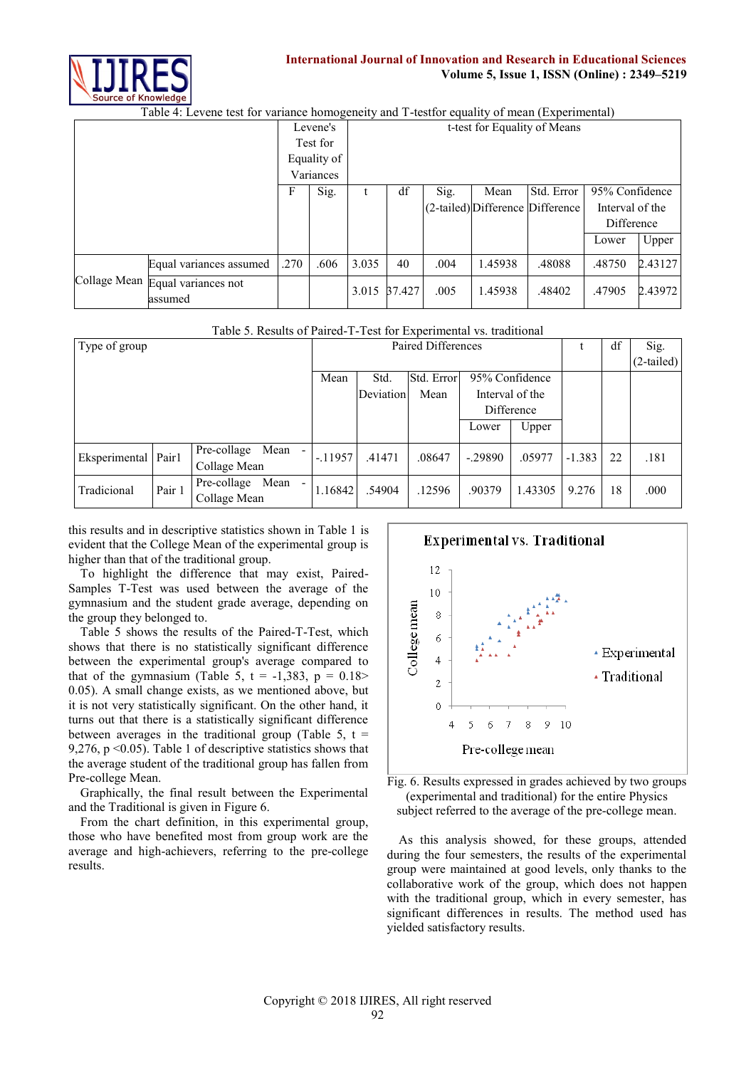Table 4: Levene test for variance homogeneity and T-testfor equality of mean (Experimental)

| | | Levene's Test for Equality of Variances | | t-test for Equality of Means | | | | | | |
|---|---|---|---|---|---|---|---|---|---|---|
| | | F | Sig. | t | df | Sig. (2-tailed) | Mean Difference | Std. Error Difference | 95% Confidence Interval of the Difference | |
| | | | | | | | | | Lower | Upper |
| Collage Mean | Equal variances assumed | .270 | .606 | 3.035 | 40 | .004 | 1.45938 | .48088 | .48750 | 2.43127 |
| | Equal variances not assumed | | | 3.015 | 37.427 | .005 | 1.45938 | .48402 | .47905 | 2.43972 |

Table 5. Results of Paired-T-Test for Experimental vs. traditional

| Type of group | | | Paired Differences | | | | | t | df | Sig. (2-tailed) |
|---|---|---|---|---|---|---|---|---|---|---|
| | | | Mean | Std. Deviation | Std. Error Mean | 95% Confidence Interval of the Difference | | | | |
| | | | | | | Lower | Upper | | | |
| Eksperimental | Pair1 | Pre-collage Mean - Collage Mean | -.11957 | .41471 | .08647 | -.29890 | .05977 | -1.383 | 22 | .181 |
| Tradicional | Pair 1 | Pre-collage Mean - Collage Mean | 1.16842 | .54904 | .12596 | .90379 | 1.43305 | 9.276 | 18 | .000 |

this results and in descriptive statistics shown in Table 1 is evident that the College Mean of the experimental group is higher than that of the traditional group.

To highlight the difference that may exist, Paired-Samples T-Test was used between the average of the gymnasium and the student grade average, depending on the group they belonged to.

Table 5 shows the results of the Paired-T-Test, which shows that there is no statistically significant difference between the experimental group's average compared to that of the gymnasium (Table 5, t = -1,383, p = 0.18> 0.05). A small change exists, as we mentioned above, but it is not very statistically significant. On the other hand, it turns out that there is a statistically significant difference between averages in the traditional group (Table 5, t = 9,276, p <0.05). Table 1 of descriptive statistics shows that the average student of the traditional group has fallen from Pre-college Mean.

Graphically, the final result between the Experimental and the Traditional is given in Figure 6.

From the chart definition, in this experimental group, those who have benefited most from group work are the average and high-achievers, referring to the pre-college results.

Fig. 6. Results expressed in grades achieved by two groups (experimental and traditional) for the entire Physics subject referred to the average of the pre-college mean.

As this analysis showed, for these groups, attended during the four semesters, the results of the experimental group were maintained at good levels, only thanks to the collaborative work of the group, which does not happen with the traditional group, which in every semester, has significant differences in results. The method used has yielded satisfactory results.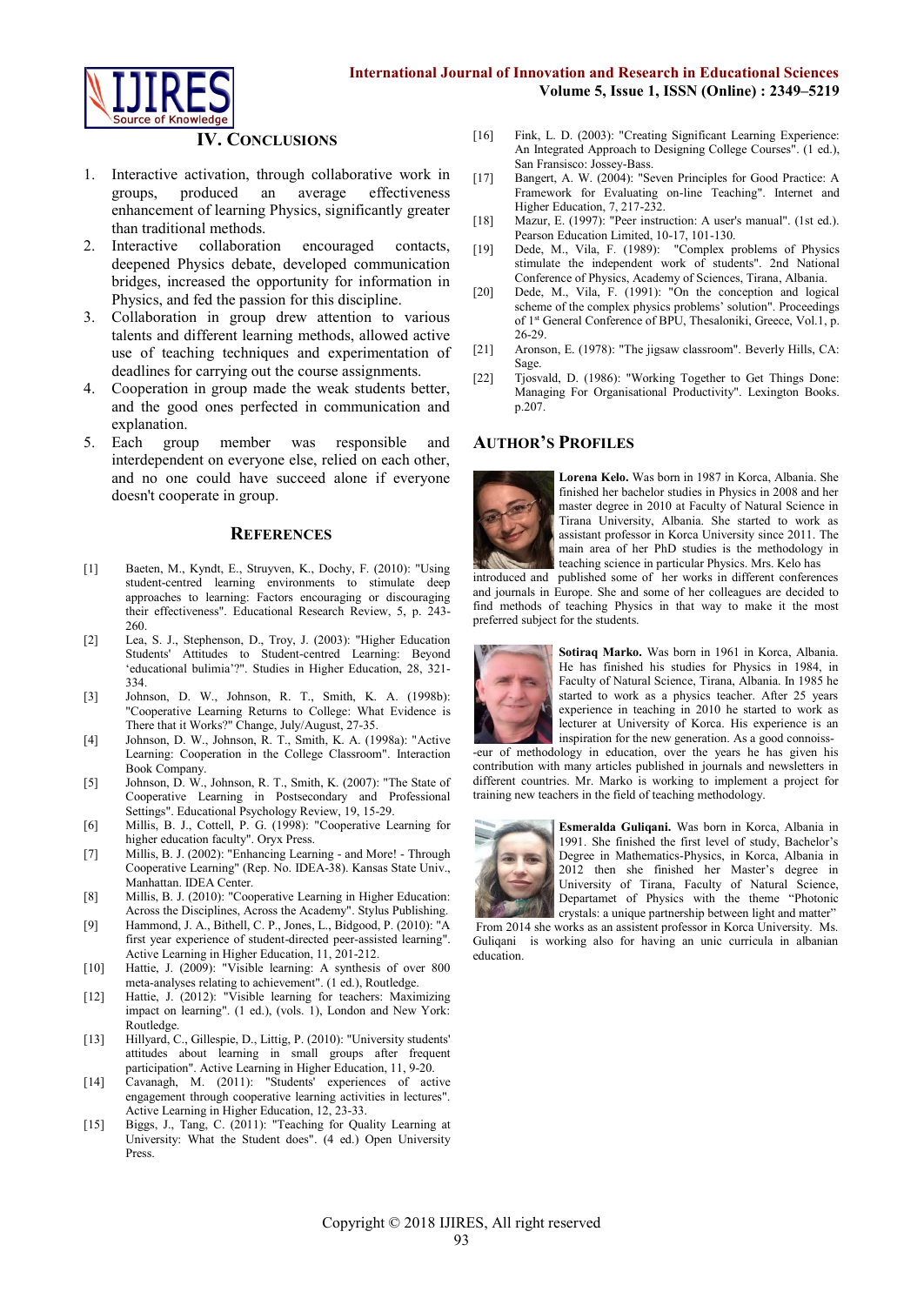## IV. Conclusions

1. Interactive activation, through collaborative work in groups, produced an average effectiveness enhancement of learning Physics, significantly greater than traditional methods.
2. Interactive collaboration encouraged contacts, deepened Physics debate, developed communication bridges, increased the opportunity for information in Physics, and fed the passion for this discipline.
3. Collaboration in group drew attention to various talents and different learning methods, allowed active use of teaching techniques and experimentation of deadlines for carrying out the course assignments.
4. Cooperation in group made the weak students better, and the good ones perfected in communication and explanation.
5. Each group member was responsible and interdependent on everyone else, relied on each other, and no one could have succeed alone if everyone doesn't cooperate in group.

## References

[1] Baeten, M., Kyndt, E., Struyven, K., Dochy, F. (2010): "Using student-centred learning environments to stimulate deep approaches to learning: Factors encouraging or discouraging their effectiveness". Educational Research Review, 5, p. 243-260.

[2] Lea, S. J., Stephenson, D., Troy, J. (2003): "Higher Education Students' Attitudes to Student-centred Learning: Beyond 'educational bulimia'?". Studies in Higher Education, 28, 321-334.

[3] Johnson, D. W., Johnson, R. T., Smith, K. A. (1998b): "Cooperative Learning Returns to College: What Evidence is There that it Works?" Change, July/August, 27-35.

[4] Johnson, D. W., Johnson, R. T., Smith, K. A. (1998a): "Active Learning: Cooperation in the College Classroom". Interaction Book Company.

[5] Johnson, D. W., Johnson, R. T., Smith, K. (2007): "The State of Cooperative Learning in Postsecondary and Professional Settings". Educational Psychology Review, 19, 15-29.

[6] Millis, B. J., Cottell, P. G. (1998): "Cooperative Learning for higher education faculty". Oryx Press.

[7] Millis, B. J. (2002): "Enhancing Learning - and More! - Through Cooperative Learning" (Rep. No. IDEA-38). Kansas State Univ., Manhattan. IDEA Center.

[8] Millis, B. J. (2010): "Cooperative Learning in Higher Education: Across the Disciplines, Across the Academy". Stylus Publishing.

[9] Hammond, J. A., Bithell, C. P., Jones, L., Bidgood, P. (2010): "A first year experience of student-directed peer-assisted learning". Active Learning in Higher Education, 11, 201-212.

[10] Hattie, J. (2009): "Visible learning: A synthesis of over 800 meta-analyses relating to achievement". (1 ed.), Routledge.

[12] Hattie, J. (2012): "Visible learning for teachers: Maximizing impact on learning". (1 ed.), (vols. 1), London and New York: Routledge.

[13] Hillyard, C., Gillespie, D., Littig, P. (2010): "University students' attitudes about learning in small groups after frequent participation". Active Learning in Higher Education, 11, 9-20.

[14] Cavanagh, M. (2011): "Students' experiences of active engagement through cooperative learning activities in lectures". Active Learning in Higher Education, 12, 23-33.

[15] Biggs, J., Tang, C. (2011): "Teaching for Quality Learning at University: What the Student does". (4 ed.) Open University Press.

[16] Fink, L. D. (2003): "Creating Significant Learning Experience: An Integrated Approach to Designing College Courses". (1 ed.), San Fransisco: Jossey-Bass.

[17] Bangert, A. W. (2004): "Seven Principles for Good Practice: A Framework for Evaluating on-line Teaching". Internet and Higher Education, 7, 217-232.

[18] Mazur, E. (1997): "Peer instruction: A user's manual". (1st ed.). Pearson Education Limited, 10-17, 101-130.

[19] Dede, M., Vila, F. (1989): "Complex problems of Physics stimulate the independent work of students". 2nd National Conference of Physics, Academy of Sciences, Tirana, Albania.

[20] Dede, M., Vila, F. (1991): "On the conception and logical scheme of the complex physics problems' solution". Proceedings of 1st General Conference of BPU, Thesaloniki, Greece, Vol.1, p. 26-29.

[21] Aronson, E. (1978): "The jigsaw classroom". Beverly Hills, CA: Sage.

[22] Tjosvald, D. (1986): "Working Together to Get Things Done: Managing For Organisational Productivity". Lexington Books. p.207.

## Author's Profiles

**Lorena Kelo.** Was born in 1987 in Korca, Albania. She finished her bachelor studies in Physics in 2008 and her master degree in 2010 at Faculty of Natural Science in Tirana University, Albania. She started to work as assistant professor in Korca University since 2011. The main area of her PhD studies is the methodology in teaching science in particular Physics. Mrs. Kelo has introduced and published some of her works in different conferences and journals in Europe. She and some of her colleagues are decided to find methods of teaching Physics in that way to make it the most preferred subject for the students.

**Sotiraq Marko.** Was born in 1961 in Korca, Albania. He has finished his studies for Physics in 1984, in Faculty of Natural Science, Tirana, Albania. In 1985 he started to work as a physics teacher. After 25 years experience in teaching in 2010 he started to work as lecturer at University of Korca. His experience is an inspiration for the new generation. As a good connoisseur of methodology in education, over the years he has given his contribution with many articles published in journals and newsletters in different countries. Mr. Marko is working to implement a project for training new teachers in the field of teaching methodology.

**Esmeralda Guliqani.** Was born in Korca, Albania in 1991. She finished the first level of study, Bachelor's Degree in Mathematics-Physics, in Korca, Albania in 2012 then she finished her Master's degree in University of Tirana, Faculty of Natural Science, Departamet of Physics with the theme "Photonic crystals: a unique partnership between light and matter" From 2014 she works as an assistent professor in Korca University. Ms. Guliqani is working also for having an unic curricula in albanian education.